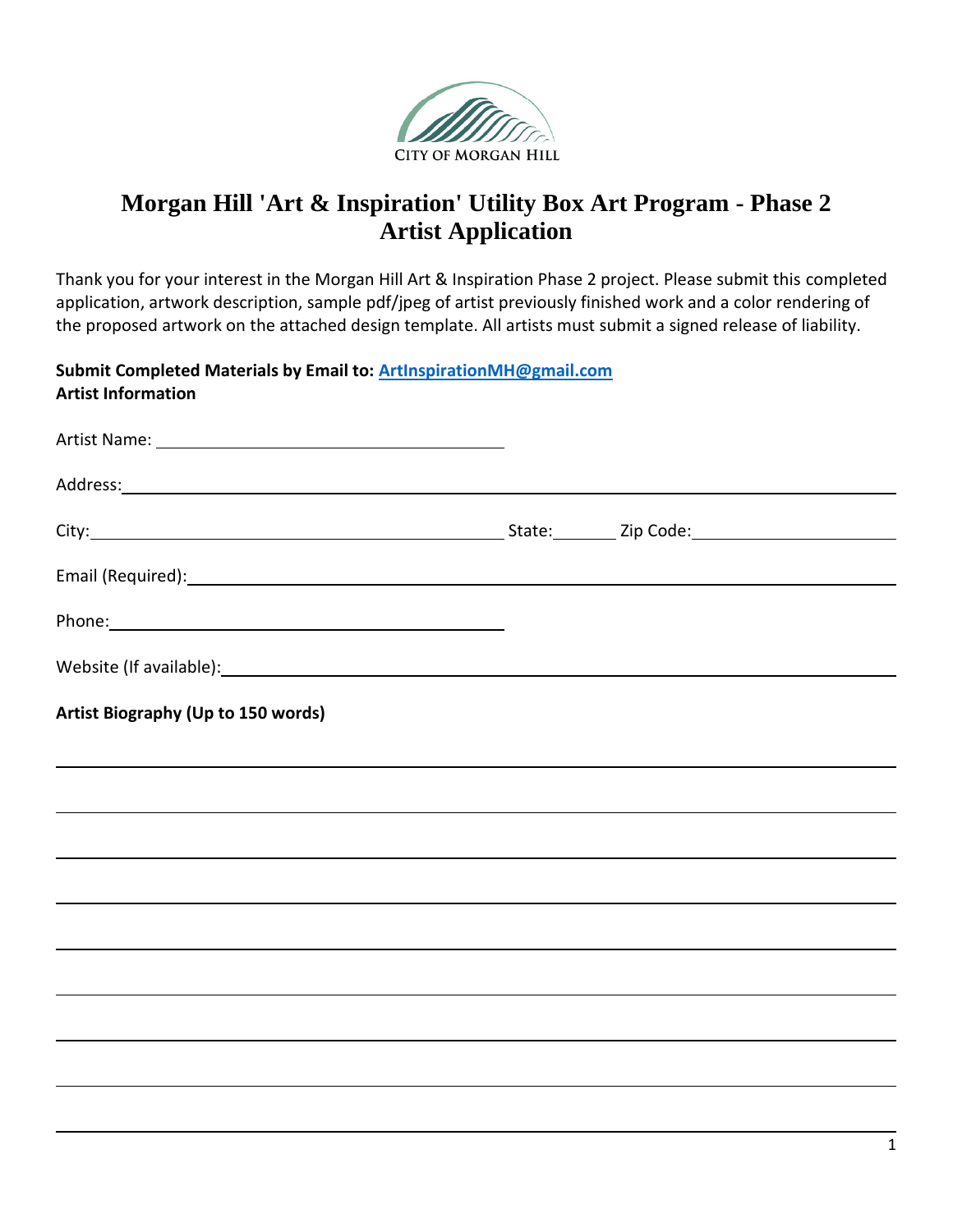CITY OF MORGAN HILL

# Morgan Hill 'Art & Inspiration' Utility Box Art Program - Phase 2
# Artist Application

Thank you for your interest in the Morgan Hill Art & Inspiration Phase 2 project. Please submit this completed application, artwork description, sample pdf/jpeg of artist previously finished work and a color rendering of the proposed artwork on the attached design template. All artists must submit a signed release of liability.

**Submit Completed Materials by Email to: ArtInspirationMH@gmail.com**
**Artist Information**

Artist Name: ______________________________

Address: ______________________________

City: ______________________ State: ________ Zip Code: ______________

Email (Required): ______________________________

Phone: ______________________________

Website (If available): ______________________________

**Artist Biography (Up to 150 words)**

______________________________

______________________________

______________________________

______________________________

______________________________

______________________________

______________________________

______________________________

______________________________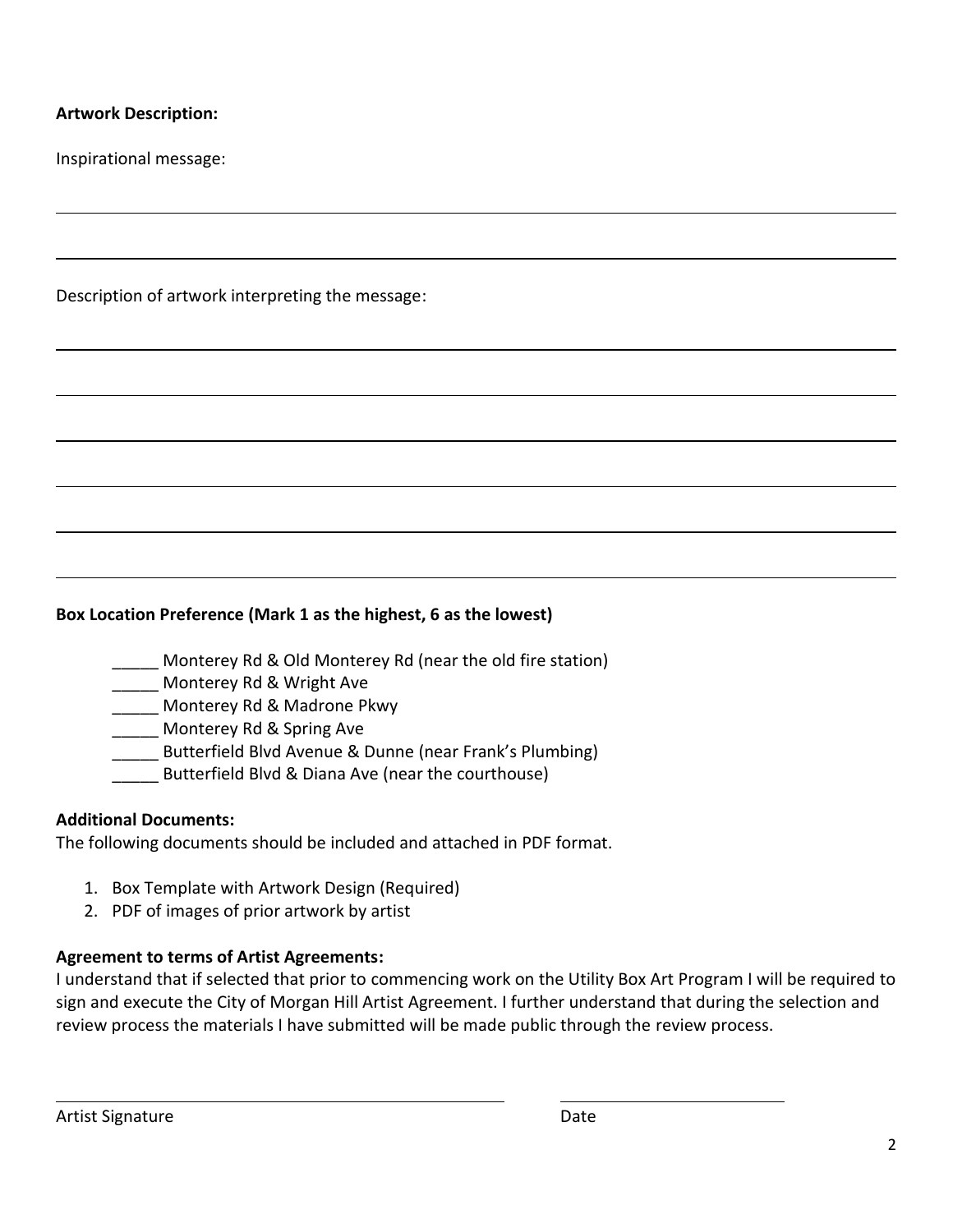**Artwork Description:**

Inspirational message:

Description of artwork interpreting the message:

**Box Location Preference (Mark 1 as the highest, 6 as the lowest)**

- _____ Monterey Rd & Old Monterey Rd (near the old fire station)
- _____ Monterey Rd & Wright Ave
- _____ Monterey Rd & Madrone Pkwy
- _____ Monterey Rd & Spring Ave
- _____ Butterfield Blvd Avenue & Dunne (near Frank's Plumbing)
- _____ Butterfield Blvd & Diana Ave (near the courthouse)

**Additional Documents:**

The following documents should be included and attached in PDF format.

1. Box Template with Artwork Design (Required)
2. PDF of images of prior artwork by artist

**Agreement to terms of Artist Agreements:**

I understand that if selected that prior to commencing work on the Utility Box Art Program I will be required to sign and execute the City of Morgan Hill Artist Agreement. I further understand that during the selection and review process the materials I have submitted will be made public through the review process.

Artist Signature

Date